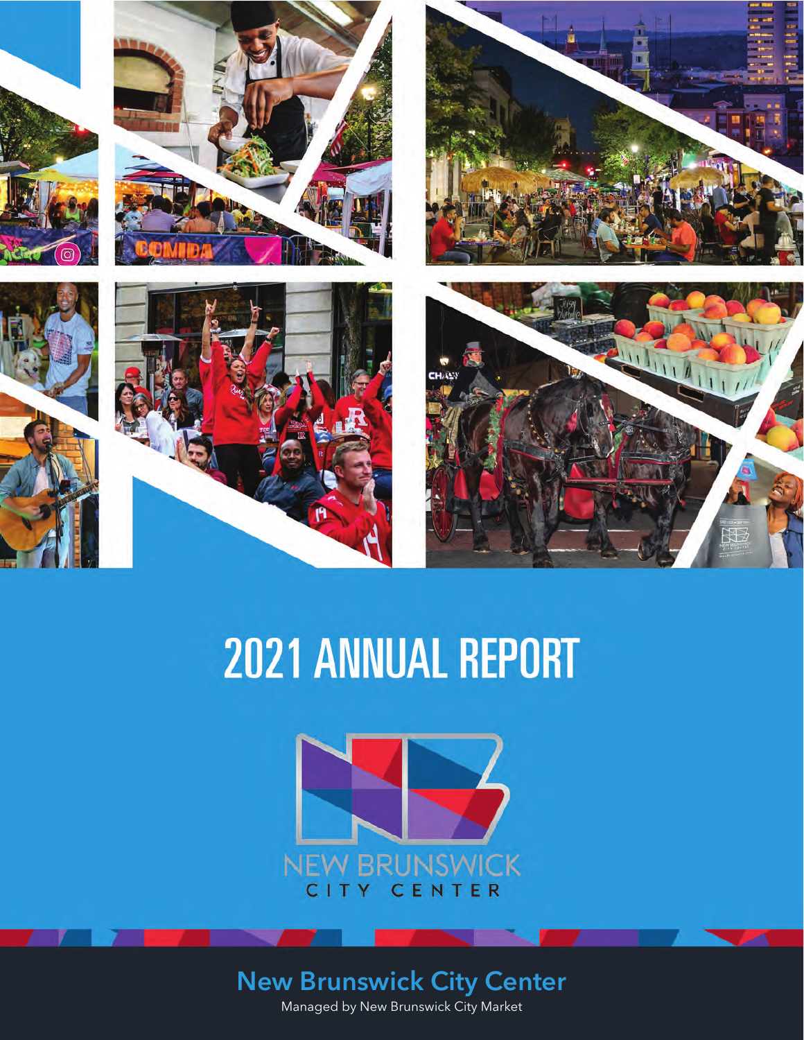# 2021 ANNUAL REPORT

NEW BRUNSWICK
CITY CENTER

**New Brunswick City Center**

Managed by New Brunswick City Market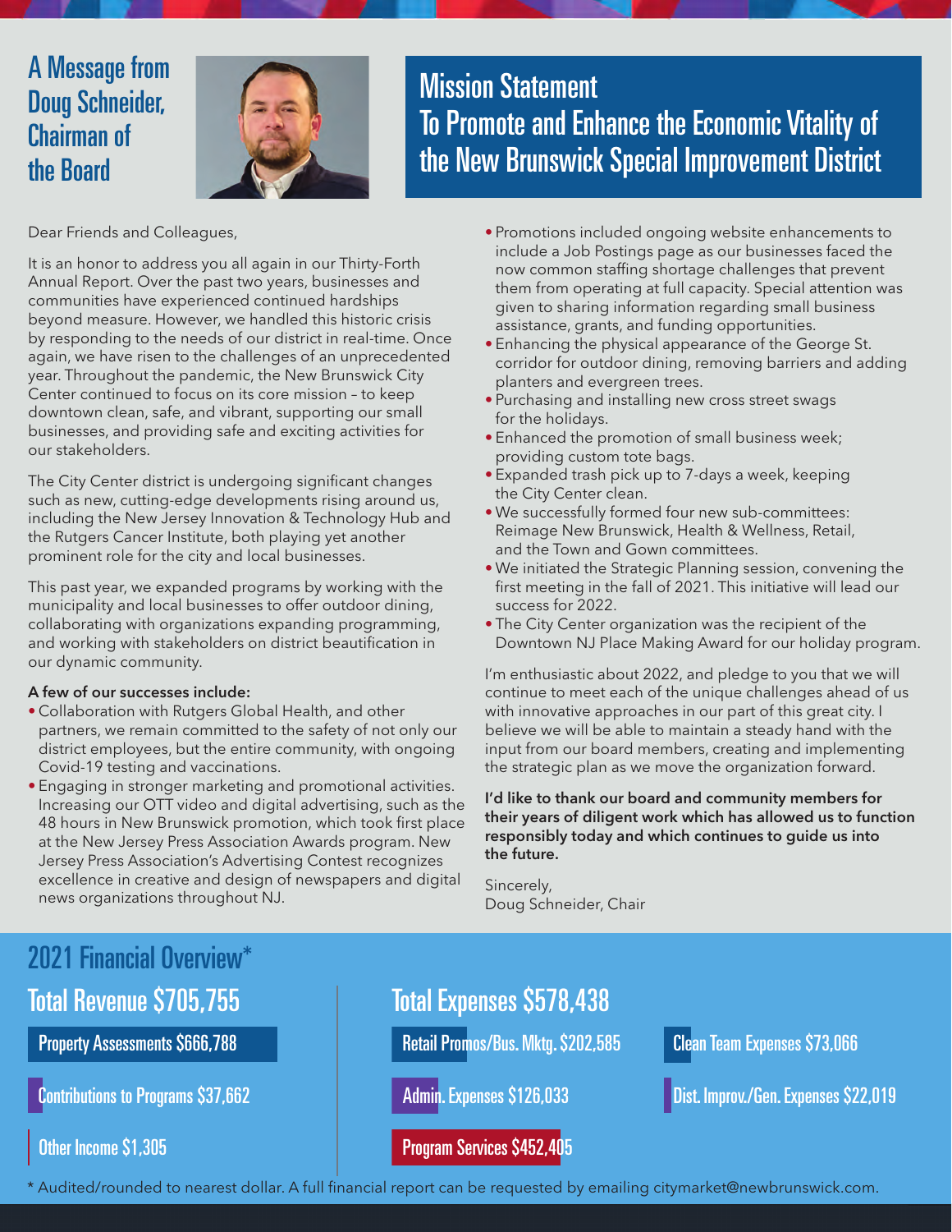## A Message from Doug Schneider, Chairman of the Board

## Mission Statement
## To Promote and Enhance the Economic Vitality of the New Brunswick Special Improvement District

Dear Friends and Colleagues,

It is an honor to address you all again in our Thirty-Forth Annual Report. Over the past two years, businesses and communities have experienced continued hardships beyond measure. However, we handled this historic crisis by responding to the needs of our district in real-time. Once again, we have risen to the challenges of an unprecedented year. Throughout the pandemic, the New Brunswick City Center continued to focus on its core mission – to keep downtown clean, safe, and vibrant, supporting our small businesses, and providing safe and exciting activities for our stakeholders.

The City Center district is undergoing significant changes such as new, cutting-edge developments rising around us, including the New Jersey Innovation & Technology Hub and the Rutgers Cancer Institute, both playing yet another prominent role for the city and local businesses.

This past year, we expanded programs by working with the municipality and local businesses to offer outdoor dining, collaborating with organizations expanding programming, and working with stakeholders on district beautification in our dynamic community.

**A few of our successes include:**

- Collaboration with Rutgers Global Health, and other partners, we remain committed to the safety of not only our district employees, but the entire community, with ongoing Covid-19 testing and vaccinations.
- Engaging in stronger marketing and promotional activities. Increasing our OTT video and digital advertising, such as the 48 hours in New Brunswick promotion, which took first place at the New Jersey Press Association Awards program. New Jersey Press Association's Advertising Contest recognizes excellence in creative and design of newspapers and digital news organizations throughout NJ.
- Promotions included ongoing website enhancements to include a Job Postings page as our businesses faced the now common staffing shortage challenges that prevent them from operating at full capacity. Special attention was given to sharing information regarding small business assistance, grants, and funding opportunities.
- Enhancing the physical appearance of the George St. corridor for outdoor dining, removing barriers and adding planters and evergreen trees.
- Purchasing and installing new cross street swags for the holidays.
- Enhanced the promotion of small business week; providing custom tote bags.
- Expanded trash pick up to 7-days a week, keeping the City Center clean.
- We successfully formed four new sub-committees: Reimage New Brunswick, Health & Wellness, Retail, and the Town and Gown committees.
- We initiated the Strategic Planning session, convening the first meeting in the fall of 2021. This initiative will lead our success for 2022.
- The City Center organization was the recipient of the Downtown NJ Place Making Award for our holiday program.

I'm enthusiastic about 2022, and pledge to you that we will continue to meet each of the unique challenges ahead of us with innovative approaches in our part of this great city. I believe we will be able to maintain a steady hand with the input from our board members, creating and implementing the strategic plan as we move the organization forward.

**I'd like to thank our board and community members for their years of diligent work which has allowed us to function responsibly today and which continues to guide us into the future.**

Sincerely,
Doug Schneider, Chair

## 2021 Financial Overview*

### Total Revenue $705,755

- Property Assessments $666,788
- Contributions to Programs $37,662
- Other Income $1,305

### Total Expenses $578,438

- Retail Promos/Bus. Mktg. $202,585
- Clean Team Expenses $73,066
- Admin. Expenses $126,033
- Dist. Improv./Gen. Expenses $22,019
- Program Services $452,405

* Audited/rounded to nearest dollar. A full financial report can be requested by emailing citymarket@newbrunswick.com.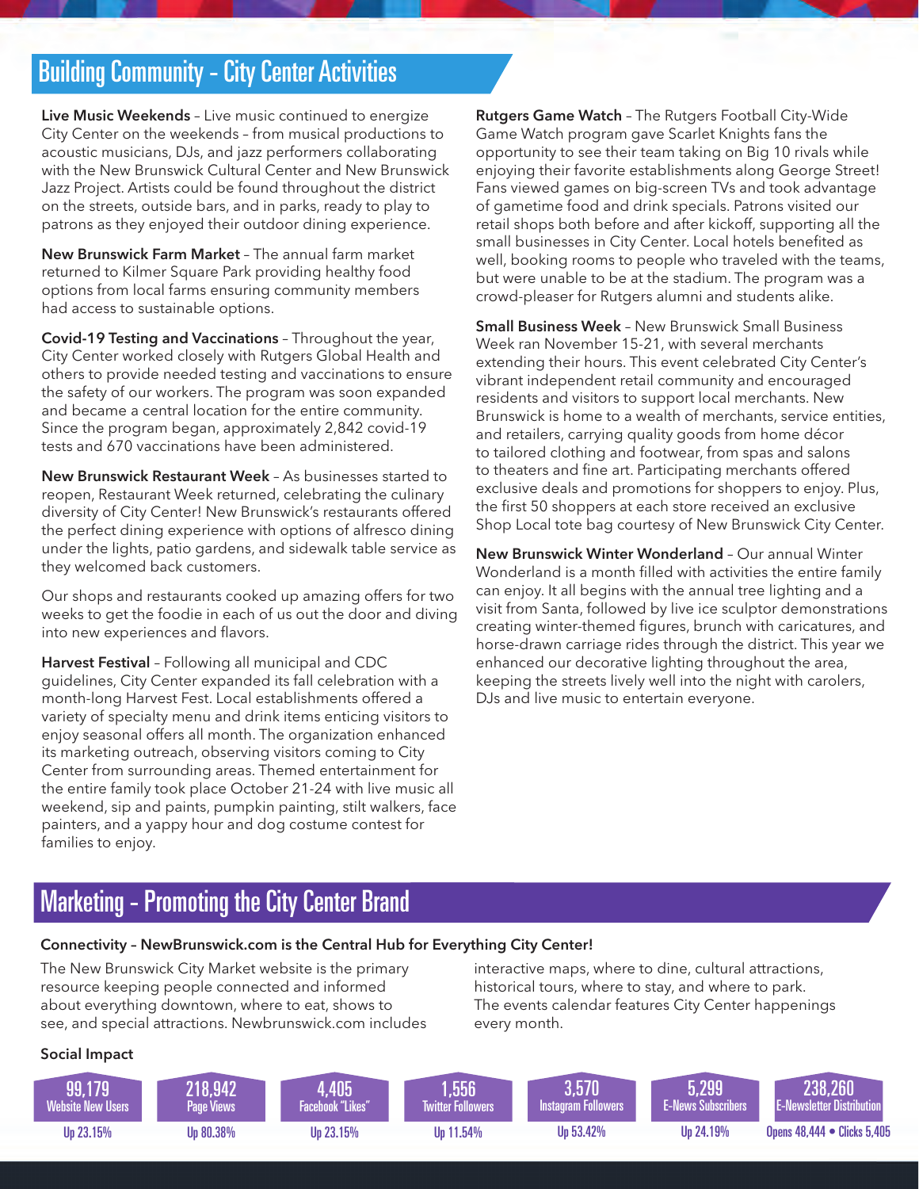## Building Community – City Center Activities

**Live Music Weekends** – Live music continued to energize City Center on the weekends – from musical productions to acoustic musicians, DJs, and jazz performers collaborating with the New Brunswick Cultural Center and New Brunswick Jazz Project. Artists could be found throughout the district on the streets, outside bars, and in parks, ready to play to patrons as they enjoyed their outdoor dining experience.

**New Brunswick Farm Market** – The annual farm market returned to Kilmer Square Park providing healthy food options from local farms ensuring community members had access to sustainable options.

**Covid-19 Testing and Vaccinations** – Throughout the year, City Center worked closely with Rutgers Global Health and others to provide needed testing and vaccinations to ensure the safety of our workers. The program was soon expanded and became a central location for the entire community. Since the program began, approximately 2,842 covid-19 tests and 670 vaccinations have been administered.

**New Brunswick Restaurant Week** – As businesses started to reopen, Restaurant Week returned, celebrating the culinary diversity of City Center! New Brunswick's restaurants offered the perfect dining experience with options of alfresco dining under the lights, patio gardens, and sidewalk table service as they welcomed back customers.

Our shops and restaurants cooked up amazing offers for two weeks to get the foodie in each of us out the door and diving into new experiences and flavors.

**Harvest Festival** – Following all municipal and CDC guidelines, City Center expanded its fall celebration with a month-long Harvest Fest. Local establishments offered a variety of specialty menu and drink items enticing visitors to enjoy seasonal offers all month. The organization enhanced its marketing outreach, observing visitors coming to City Center from surrounding areas. Themed entertainment for the entire family took place October 21-24 with live music all weekend, sip and paints, pumpkin painting, stilt walkers, face painters, and a yappy hour and dog costume contest for families to enjoy.

**Rutgers Game Watch** – The Rutgers Football City-Wide Game Watch program gave Scarlet Knights fans the opportunity to see their team taking on Big 10 rivals while enjoying their favorite establishments along George Street! Fans viewed games on big-screen TVs and took advantage of gametime food and drink specials. Patrons visited our retail shops both before and after kickoff, supporting all the small businesses in City Center. Local hotels benefited as well, booking rooms to people who traveled with the teams, but were unable to be at the stadium. The program was a crowd-pleaser for Rutgers alumni and students alike.

**Small Business Week** – New Brunswick Small Business Week ran November 15-21, with several merchants extending their hours. This event celebrated City Center's vibrant independent retail community and encouraged residents and visitors to support local merchants. New Brunswick is home to a wealth of merchants, service entities, and retailers, carrying quality goods from home décor to tailored clothing and footwear, from spas and salons to theaters and fine art. Participating merchants offered exclusive deals and promotions for shoppers to enjoy. Plus, the first 50 shoppers at each store received an exclusive Shop Local tote bag courtesy of New Brunswick City Center.

**New Brunswick Winter Wonderland** – Our annual Winter Wonderland is a month filled with activities the entire family can enjoy. It all begins with the annual tree lighting and a visit from Santa, followed by live ice sculptor demonstrations creating winter-themed figures, brunch with caricatures, and horse-drawn carriage rides through the district. This year we enhanced our decorative lighting throughout the area, keeping the streets lively well into the night with carolers, DJs and live music to entertain everyone.

## Marketing – Promoting the City Center Brand

**Connectivity – NewBrunswick.com is the Central Hub for Everything City Center!**

The New Brunswick City Market website is the primary resource keeping people connected and informed about everything downtown, where to eat, shows to see, and special attractions. Newbrunswick.com includes interactive maps, where to dine, cultural attractions, historical tours, where to stay, and where to park. The events calendar features City Center happenings every month.

**Social Impact**

| 99,179 Website New Users | 218,942 Page Views | 4,405 Facebook "Likes" | 1,556 Twitter Followers | 3,570 Instagram Followers | 5,299 E-News Subscribers | 238,260 E-Newsletter Distribution |
|---|---|---|---|---|---|---|
| Up 23.15% | Up 80.38% | Up 23.15% | Up 11.54% | Up 53.42% | Up 24.19% | Opens 48,444 • Clicks 5,405 |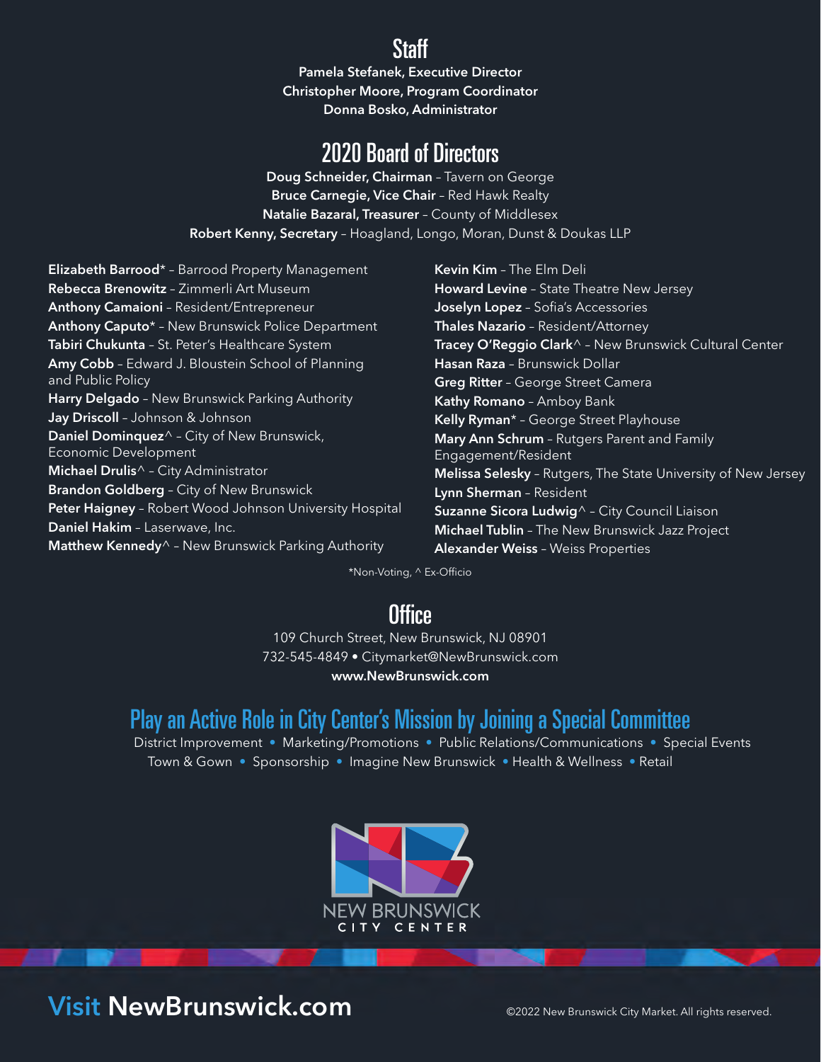## Staff

**Pamela Stefanek, Executive Director**
**Christopher Moore, Program Coordinator**
**Donna Bosko, Administrator**

## 2020 Board of Directors

**Doug Schneider, Chairman** – Tavern on George
**Bruce Carnegie, Vice Chair** – Red Hawk Realty
**Natalie Bazaral, Treasurer** – County of Middlesex
**Robert Kenny, Secretary** – Hoagland, Longo, Moran, Dunst & Doukas LLP

**Elizabeth Barrood*** – Barrood Property Management
**Rebecca Brenowitz** – Zimmerli Art Museum
**Anthony Camaioni** – Resident/Entrepreneur
**Anthony Caputo*** – New Brunswick Police Department
**Tabiri Chukunta** – St. Peter's Healthcare System
**Amy Cobb** – Edward J. Bloustein School of Planning and Public Policy
**Harry Delgado** – New Brunswick Parking Authority
**Jay Driscoll** – Johnson & Johnson
**Daniel Dominquez^** – City of New Brunswick, Economic Development
**Michael Drulis^** – City Administrator
**Brandon Goldberg** – City of New Brunswick
**Peter Haigney** – Robert Wood Johnson University Hospital
**Daniel Hakim** – Laserwave, Inc.
**Matthew Kennedy^** – New Brunswick Parking Authority
**Kevin Kim** – The Elm Deli
**Howard Levine** – State Theatre New Jersey
**Joselyn Lopez** – Sofia's Accessories
**Thales Nazario** – Resident/Attorney
**Tracey O'Reggio Clark^** – New Brunswick Cultural Center
**Hasan Raza** – Brunswick Dollar
**Greg Ritter** – George Street Camera
**Kathy Romano** – Amboy Bank
**Kelly Ryman*** – George Street Playhouse
**Mary Ann Schrum** – Rutgers Parent and Family Engagement/Resident
**Melissa Selesky** – Rutgers, The State University of New Jersey
**Lynn Sherman** – Resident
**Suzanne Sicora Ludwig^** – City Council Liaison
**Michael Tublin** – The New Brunswick Jazz Project
**Alexander Weiss** – Weiss Properties

*Non-Voting, ^ Ex-Officio

## Office

109 Church Street, New Brunswick, NJ 08901
732-545-4849 • Citymarket@NewBrunswick.com
**www.NewBrunswick.com**

## Play an Active Role in City Center's Mission by Joining a Special Committee

District Improvement • Marketing/Promotions • Public Relations/Communications • Special Events
Town & Gown • Sponsorship • Imagine New Brunswick • Health & Wellness • Retail

NEW BRUNSWICK
CITY CENTER

**Visit NewBrunswick.com**

©2022 New Brunswick City Market. All rights reserved.